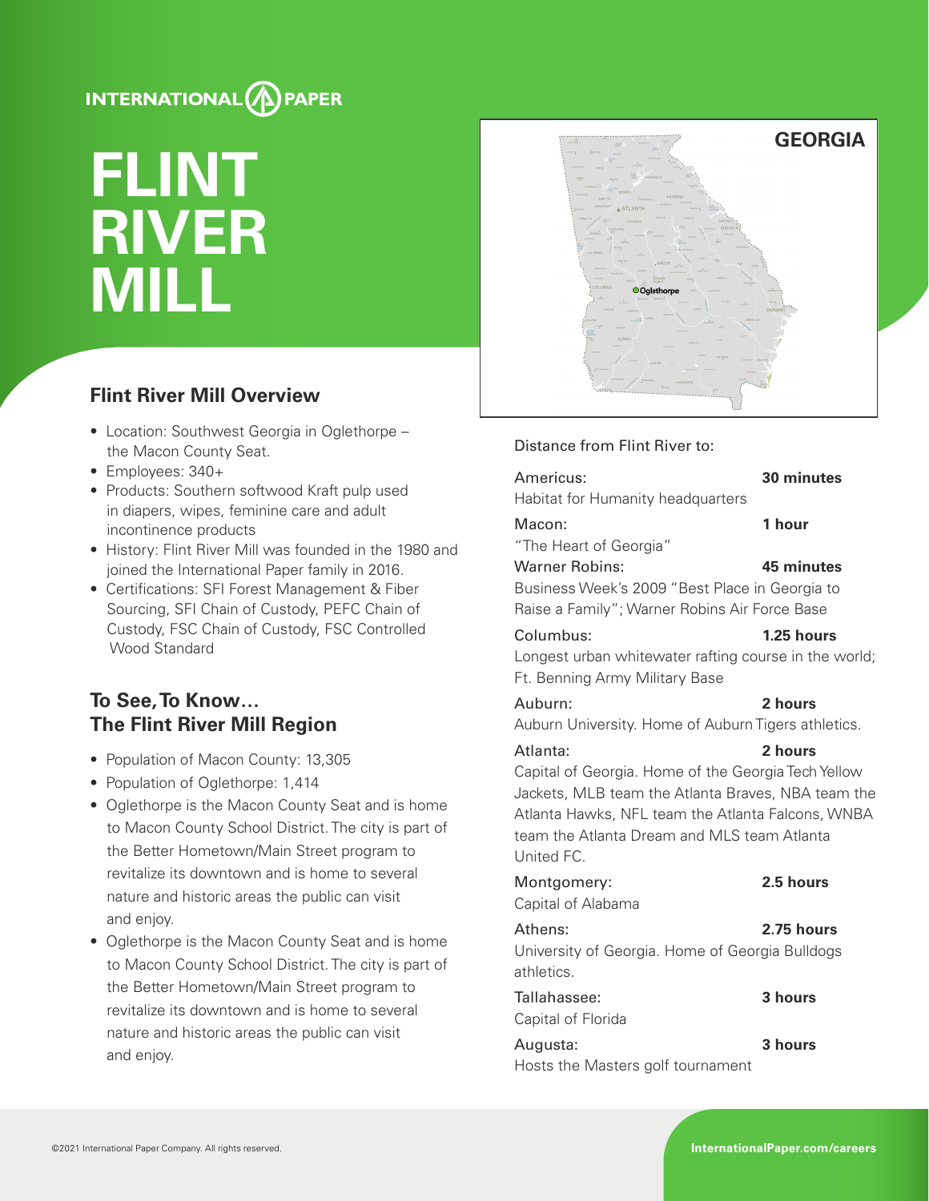INTERNATIONAL PAPER

# FLINT RIVER MILL

## Flint River Mill Overview

- Location: Southwest Georgia in Oglethorpe – the Macon County Seat.
- Employees: 340+
- Products: Southern softwood Kraft pulp used in diapers, wipes, feminine care and adult incontinence products
- History: Flint River Mill was founded in the 1980 and joined the International Paper family in 2016.
- Certifications: SFI Forest Management & Fiber Sourcing, SFI Chain of Custody, PEFC Chain of Custody, FSC Chain of Custody, FSC Controlled Wood Standard

## To See, To Know… The Flint River Mill Region

- Population of Macon County: 13,305
- Population of Oglethorpe: 1,414
- Oglethorpe is the Macon County Seat and is home to Macon County School District. The city is part of the Better Hometown/Main Street program to revitalize its downtown and is home to several nature and historic areas the public can visit and enjoy.
- Oglethorpe is the Macon County Seat and is home to Macon County School District. The city is part of the Better Hometown/Main Street program to revitalize its downtown and is home to several nature and historic areas the public can visit and enjoy.

**GEORGIA**

Distance from Flint River to:

Americus: **30 minutes**
Habitat for Humanity headquarters

Macon: **1 hour**
"The Heart of Georgia"

Warner Robins: **45 minutes**
Business Week's 2009 "Best Place in Georgia to Raise a Family"; Warner Robins Air Force Base

Columbus: **1.25 hours**
Longest urban whitewater rafting course in the world; Ft. Benning Army Military Base

Auburn: **2 hours**
Auburn University. Home of Auburn Tigers athletics.

Atlanta: **2 hours**
Capital of Georgia. Home of the Georgia Tech Yellow Jackets, MLB team the Atlanta Braves, NBA team the Atlanta Hawks, NFL team the Atlanta Falcons, WNBA team the Atlanta Dream and MLS team Atlanta United FC.

Montgomery: **2.5 hours**
Capital of Alabama

Athens: **2.75 hours**
University of Georgia. Home of Georgia Bulldogs athletics.

Tallahassee: **3 hours**
Capital of Florida

Augusta: **3 hours**
Hosts the Masters golf tournament

©2021 International Paper Company. All rights reserved.

**InternationalPaper.com/careers**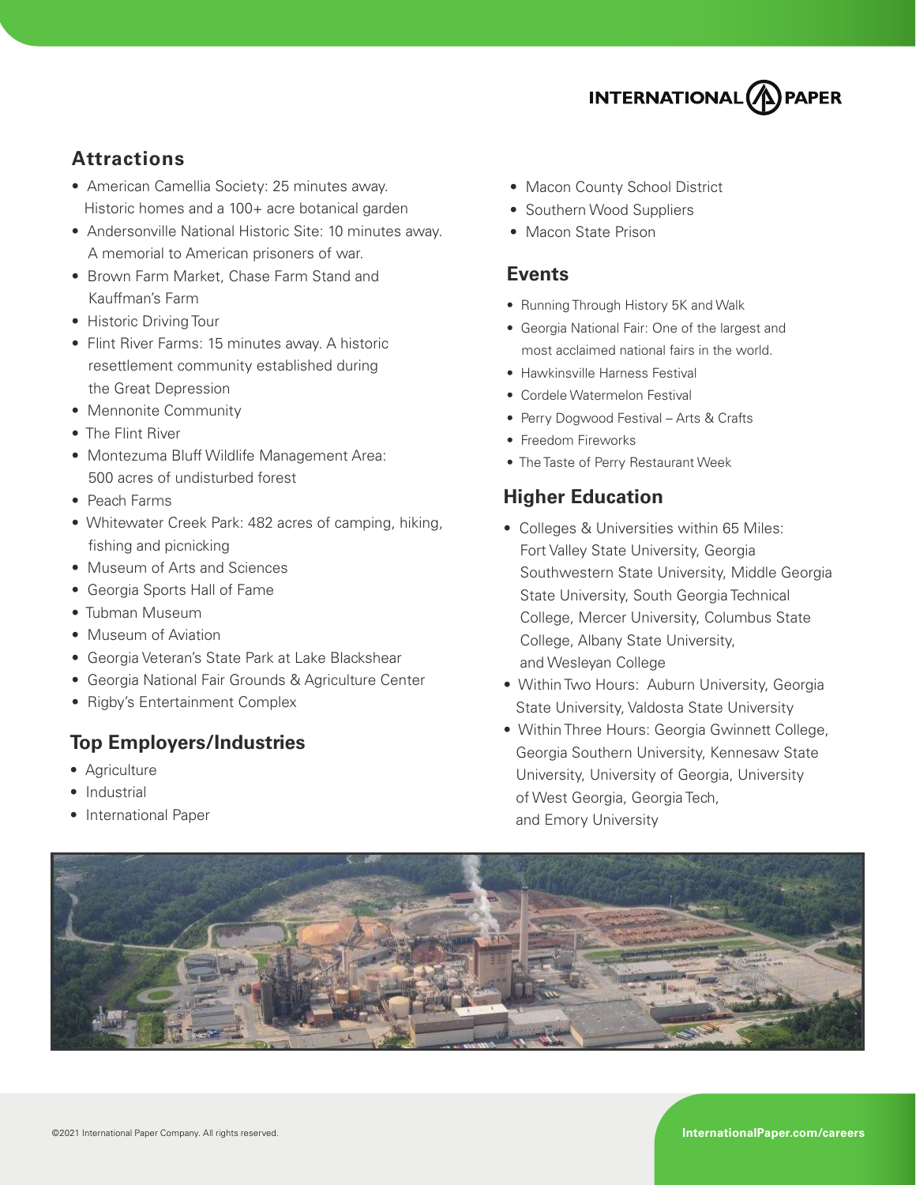## Attractions

- American Camellia Society: 25 minutes away. Historic homes and a 100+ acre botanical garden
- Andersonville National Historic Site: 10 minutes away. A memorial to American prisoners of war.
- Brown Farm Market, Chase Farm Stand and Kauffman's Farm
- Historic Driving Tour
- Flint River Farms: 15 minutes away. A historic resettlement community established during the Great Depression
- Mennonite Community
- The Flint River
- Montezuma Bluff Wildlife Management Area: 500 acres of undisturbed forest
- Peach Farms
- Whitewater Creek Park: 482 acres of camping, hiking, fishing and picnicking
- Museum of Arts and Sciences
- Georgia Sports Hall of Fame
- Tubman Museum
- Museum of Aviation
- Georgia Veteran's State Park at Lake Blackshear
- Georgia National Fair Grounds & Agriculture Center
- Rigby's Entertainment Complex

## Top Employers/Industries

- Agriculture
- Industrial
- International Paper
- Macon County School District
- Southern Wood Suppliers
- Macon State Prison

## Events

- Running Through History 5K and Walk
- Georgia National Fair: One of the largest and most acclaimed national fairs in the world.
- Hawkinsville Harness Festival
- Cordele Watermelon Festival
- Perry Dogwood Festival – Arts & Crafts
- Freedom Fireworks
- The Taste of Perry Restaurant Week

## Higher Education

- Colleges & Universities within 65 Miles: Fort Valley State University, Georgia Southwestern State University, Middle Georgia State University, South Georgia Technical College, Mercer University, Columbus State College, Albany State University, and Wesleyan College
- Within Two Hours: Auburn University, Georgia State University, Valdosta State University
- Within Three Hours: Georgia Gwinnett College, Georgia Southern University, Kennesaw State University, University of Georgia, University of West Georgia, Georgia Tech, and Emory University

©2021 International Paper Company. All rights reserved.

InternationalPaper.com/careers